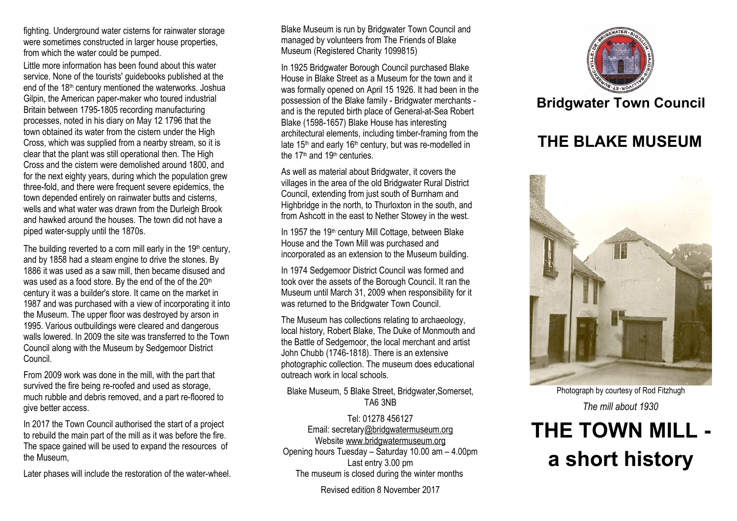fighting. Underground water cisterns for rainwater storage were sometimes constructed in larger house properties, from which the water could be pumped.

Little more information has been found about this water service. None of the tourists' guidebooks published at the end of the 18th century mentioned the waterworks. Joshua Gilpin, the American paper-maker who toured industrial Britain between 1795-1805 recording manufacturing processes, noted in his diary on May 12 1796 that the town obtained its water from the cistern under the High Cross, which was supplied from a nearby stream, so it is clear that the plant was still operational then. The High Cross and the cistern were demolished around 1800, and for the next eighty years, during which the population grew three-fold, and there were frequent severe epidemics, the town depended entirely on rainwater butts and cisterns, wells and what water was drawn from the Durleigh Brook and hawked around the houses. The town did not have a piped water-supply until the 1870s.

The building reverted to a corn mill early in the 19th century, and by 1858 had a steam engine to drive the stones. By 1886 it was used as a saw mill, then became disused and was used as a food store. By the end of the of the 20th century it was a builder's store. It came on the market in 1987 and was purchased with a view of incorporating it into the Museum. The upper floor was destroyed by arson in 1995. Various outbuildings were cleared and dangerous walls lowered. In 2009 the site was transferred to the Town Council along with the Museum by Sedgemoor District Council.

From 2009 work was done in the mill, with the part that survived the fire being re-roofed and used as storage, much rubble and debris removed, and a part re-floored to give better access.

In 2017 the Town Council authorised the start of a project to rebuild the main part of the mill as it was before the fire. The space gained will be used to expand the resources of the Museum,

Later phases will include the restoration of the water-wheel.

Blake Museum is run by Bridgwater Town Council and managed by volunteers from The Friends of Blake Museum (Registered Charity 1099815)

In 1925 Bridgwater Borough Council purchased Blake House in Blake Street as a Museum for the town and it was formally opened on April 15 1926. It had been in the possession of the Blake family - Bridgwater merchants - and is the reputed birth place of General-at-Sea Robert Blake (1598-1657) Blake House has interesting architectural elements, including timber-framing from the late 15th and early 16th century, but was re-modelled in the 17th and 19th centuries.

As well as material about Bridgwater, it covers the villages in the area of the old Bridgwater Rural District Council, extending from just south of Burnham and Highbridge in the north, to Thurloxton in the south, and from Ashcott in the east to Nether Stowey in the west.

In 1957 the 19th century Mill Cottage, between Blake House and the Town Mill was purchased and incorporated as an extension to the Museum building.

In 1974 Sedgemoor District Council was formed and took over the assets of the Borough Council. It ran the Museum until March 31, 2009 when responsibility for it was returned to the Bridgwater Town Council.

The Museum has collections relating to archaeology, local history, Robert Blake, The Duke of Monmouth and the Battle of Sedgemoor, the local merchant and artist John Chubb (1746-1818). There is an extensive photographic collection. The museum does educational outreach work in local schools.

Blake Museum, 5 Blake Street, Bridgwater,Somerset, TA6 3NB

Tel: 01278 456127
Email: secretary@bridgwatermuseum.org
Website www.bridgwatermuseum.org
Opening hours Tuesday – Saturday 10.00 am – 4.00pm
Last entry 3.00 pm
The museum is closed during the winter months

Revised edition 8 November 2017

**Bridgwater Town Council**

## THE BLAKE MUSEUM

Photograph by courtesy of Rod Fitzhugh

*The mill about 1930*

# THE TOWN MILL - a short history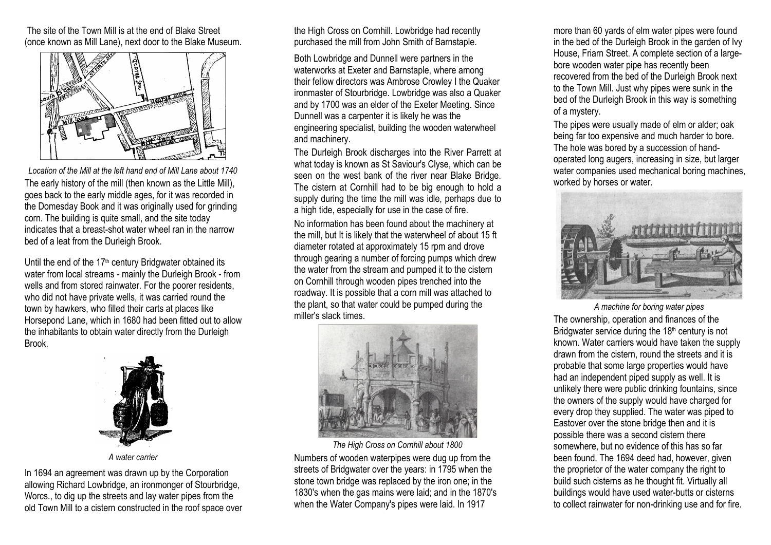The site of the Town Mill is at the end of Blake Street (once known as Mill Lane), next door to the Blake Museum.

*Location of the Mill at the left hand end of Mill Lane about 1740*

The early history of the mill (then known as the Little Mill), goes back to the early middle ages, for it was recorded in the Domesday Book and it was originally used for grinding corn. The building is quite small, and the site today indicates that a breast-shot water wheel ran in the narrow bed of a leat from the Durleigh Brook.

Until the end of the 17th century Bridgwater obtained its water from local streams - mainly the Durleigh Brook - from wells and from stored rainwater. For the poorer residents, who did not have private wells, it was carried round the town by hawkers, who filled their carts at places like Horsepond Lane, which in 1680 had been fitted out to allow the inhabitants to obtain water directly from the Durleigh Brook.

*A water carrier*

In 1694 an agreement was drawn up by the Corporation allowing Richard Lowbridge, an ironmonger of Stourbridge, Worcs., to dig up the streets and lay water pipes from the old Town Mill to a cistern constructed in the roof space over the High Cross on Cornhill. Lowbridge had recently purchased the mill from John Smith of Barnstaple.

Both Lowbridge and Dunnell were partners in the waterworks at Exeter and Barnstaple, where among their fellow directors was Ambrose Crowley I the Quaker ironmaster of Stourbridge. Lowbridge was also a Quaker and by 1700 was an elder of the Exeter Meeting. Since Dunnell was a carpenter it is likely he was the engineering specialist, building the wooden waterwheel and machinery.

The Durleigh Brook discharges into the River Parrett at what today is known as St Saviour's Clyse, which can be seen on the west bank of the river near Blake Bridge. The cistern at Cornhill had to be big enough to hold a supply during the time the mill was idle, perhaps due to a high tide, especially for use in the case of fire.

No information has been found about the machinery at the mill, but It is likely that the waterwheel of about 15 ft diameter rotated at approximately 15 rpm and drove through gearing a number of forcing pumps which drew the water from the stream and pumped it to the cistern on Cornhill through wooden pipes trenched into the roadway. It is possible that a corn mill was attached to the plant, so that water could be pumped during the miller's slack times.

*The High Cross on Cornhill about 1800*

Numbers of wooden waterpipes were dug up from the streets of Bridgwater over the years: in 1795 when the stone town bridge was replaced by the iron one; in the 1830's when the gas mains were laid; and in the 1870's when the Water Company's pipes were laid. In 1917 more than 60 yards of elm water pipes were found in the bed of the Durleigh Brook in the garden of Ivy House, Friarn Street. A complete section of a large-bore wooden water pipe has recently been recovered from the bed of the Durleigh Brook next to the Town Mill. Just why pipes were sunk in the bed of the Durleigh Brook in this way is something of a mystery.

The pipes were usually made of elm or alder; oak being far too expensive and much harder to bore. The hole was bored by a succession of hand-operated long augers, increasing in size, but larger water companies used mechanical boring machines, worked by horses or water.

*A machine for boring water pipes*

The ownership, operation and finances of the Bridgwater service during the 18th century is not known. Water carriers would have taken the supply drawn from the cistern, round the streets and it is probable that some large properties would have had an independent piped supply as well. It is unlikely there were public drinking fountains, since the owners of the supply would have charged for every drop they supplied. The water was piped to Eastover over the stone bridge then and it is possible there was a second cistern there somewhere, but no evidence of this has so far been found. The 1694 deed had, however, given the proprietor of the water company the right to build such cisterns as he thought fit. Virtually all buildings would have used water-butts or cisterns to collect rainwater for non-drinking use and for fire.